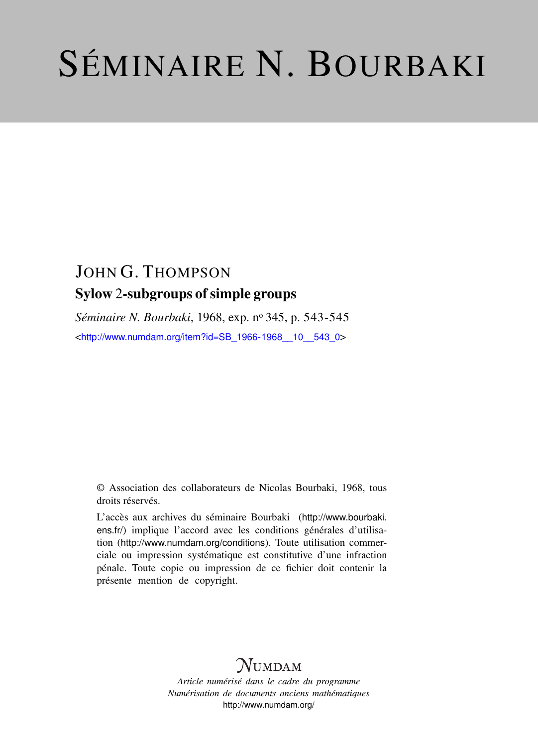# SÉMINAIRE N. BOURBAKI

JOHN G. THOMPSON

**Sylow 2-subgroups of simple groups**

*Séminaire N. Bourbaki*, 1968, exp. nº 345, p. 543-545

<http://www.numdam.org/item?id=SB_1966-1968__10__543_0>

© Association des collaborateurs de Nicolas Bourbaki, 1968, tous droits réservés.

L'accès aux archives du séminaire Bourbaki (http://www.bourbaki.ens.fr/) implique l'accord avec les conditions générales d'utilisation (http://www.numdam.org/conditions). Toute utilisation commerciale ou impression systématique est constitutive d'une infraction pénale. Toute copie ou impression de ce fichier doit contenir la présente mention de copyright.

NUMDAM

*Article numérisé dans le cadre du programme*
*Numérisation de documents anciens mathématiques*
http://www.numdam.org/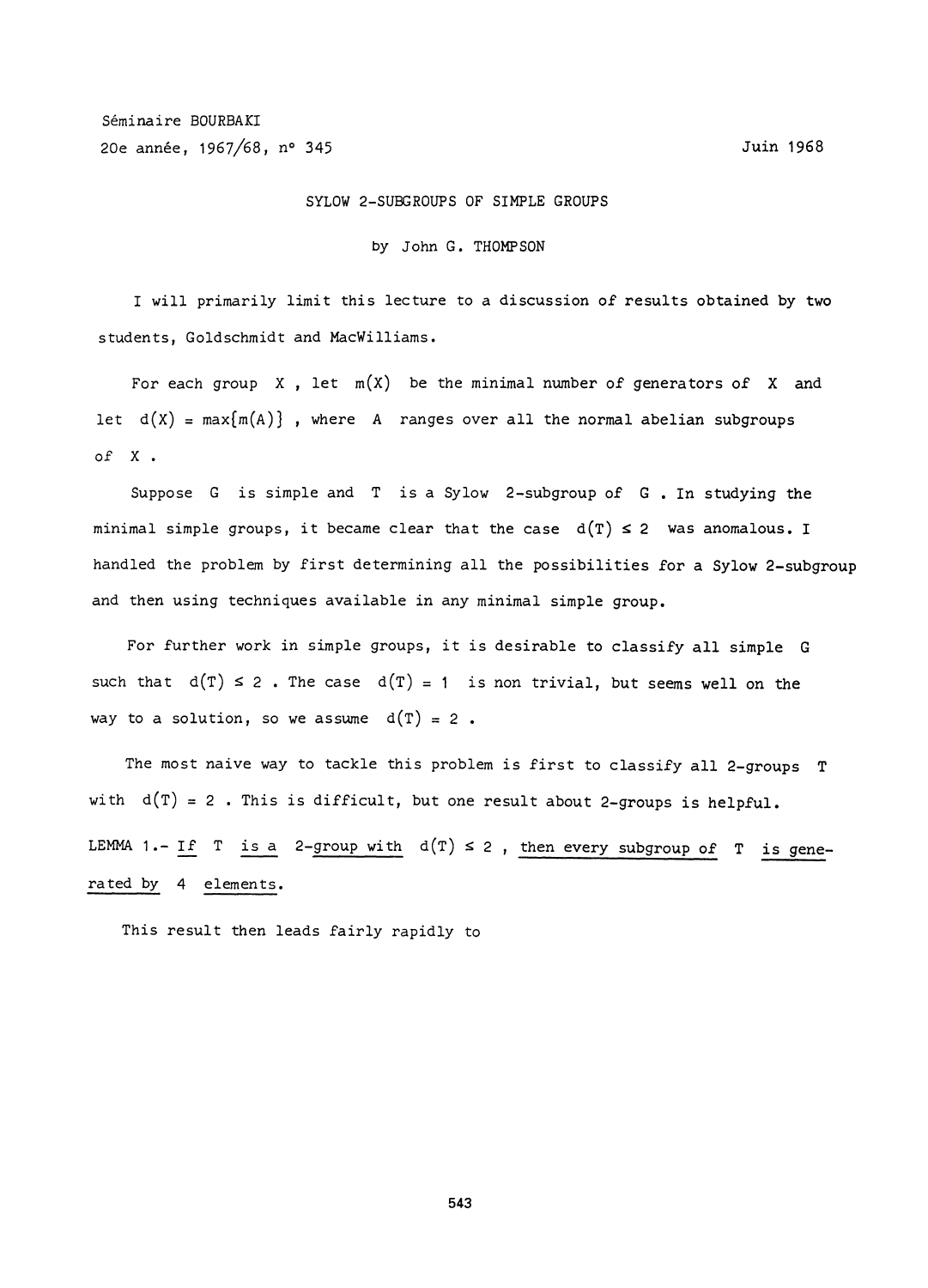Séminaire BOURBAKI

20e année, 1967/68, n° 345

Juin 1968

# SYLOW 2-SUBGROUPS OF SIMPLE GROUPS

by John G. THOMPSON

I will primarily limit this lecture to a discussion of results obtained by two students, Goldschmidt and MacWilliams.

For each group $X$, let $m(X)$ be the minimal number of generators of $X$ and let $d(X) = \max\{m(A)\}$, where $A$ ranges over all the normal abelian subgroups of $X$.

Suppose $G$ is simple and $T$ is a Sylow 2-subgroup of $G$. In studying the minimal simple groups, it became clear that the case $d(T) \leq 2$ was anomalous. I handled the problem by first determining all the possibilities for a Sylow 2-subgroup and then using techniques available in any minimal simple group.

For further work in simple groups, it is desirable to classify all simple $G$ such that $d(T) \leq 2$. The case $d(T) = 1$ is non trivial, but seems well on the way to a solution, so we assume $d(T) = 2$.

The most naive way to tackle this problem is first to classify all 2-groups $T$ with $d(T) = 2$. This is difficult, but one result about 2-groups is helpful.

LEMMA 1.- *If $T$ is a 2-group with $d(T) \leq 2$, then every subgroup of $T$ is generated by 4 elements.*

This result then leads fairly rapidly to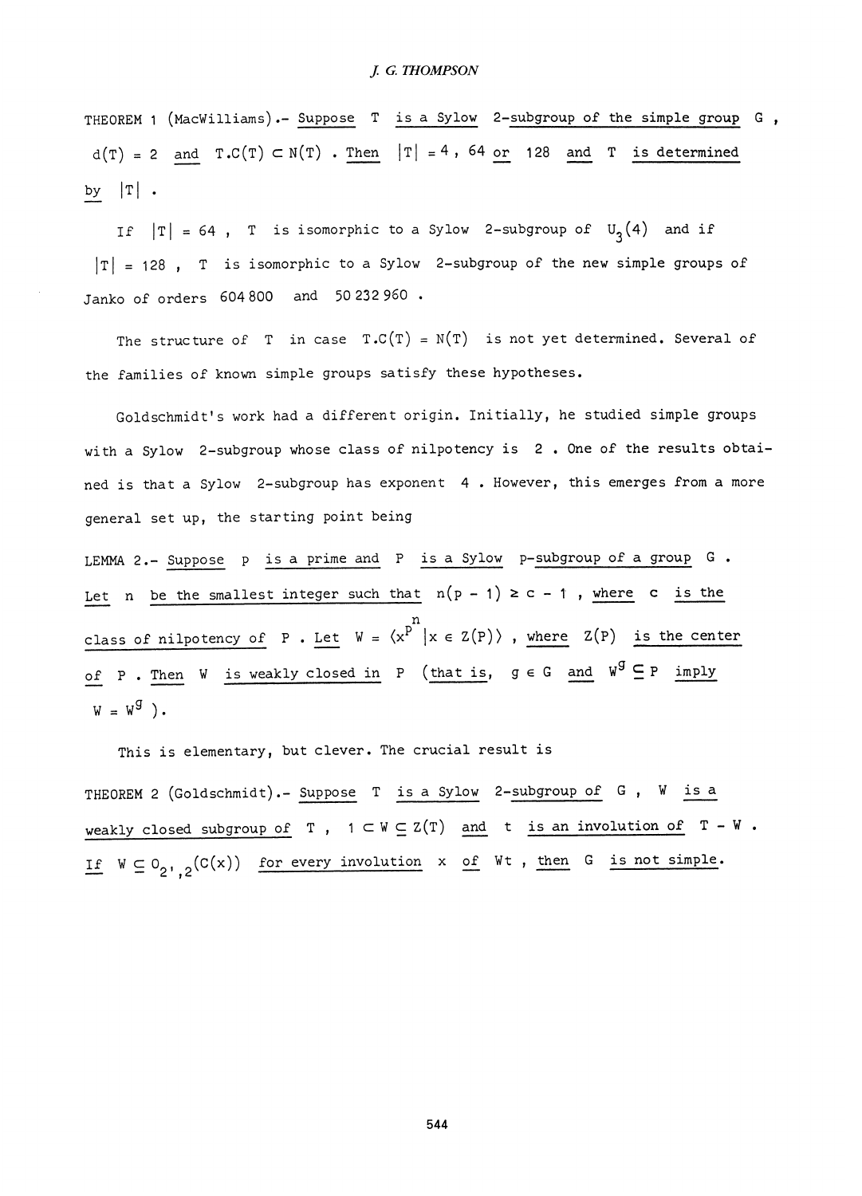THEOREM 1 (MacWilliams).- Suppose $T$ is a Sylow 2-subgroup of the simple group $G$, $d(T) = 2$ and $T.C(T) \subset N(T)$. Then $|T| = 4$, $64$ or $128$ and $T$ is determined by $|T|$.

If $|T| = 64$, $T$ is isomorphic to a Sylow 2-subgroup of $U_3(4)$ and if $|T| = 128$, $T$ is isomorphic to a Sylow 2-subgroup of the new simple groups of Janko of orders 604 800 and 50 232 960.

The structure of $T$ in case $T.C(T) = N(T)$ is not yet determined. Several of the families of known simple groups satisfy these hypotheses.

Goldschmidt's work had a different origin. Initially, he studied simple groups with a Sylow 2-subgroup whose class of nilpotency is 2. One of the results obtained is that a Sylow 2-subgroup has exponent 4. However, this emerges from a more general set up, the starting point being

LEMMA 2.- Suppose $p$ is a prime and $P$ is a Sylow $p$-subgroup of a group $G$. Let $n$ be the smallest integer such that $n(p - 1) \geq c - 1$, where $c$ is the class of nilpotency of $P$. Let $W = \langle x^{p^n} \mid x \in Z(P) \rangle$, where $Z(P)$ is the center of $P$. Then $W$ is weakly closed in $P$ (that is, $g \in G$ and $W^g \subseteq P$ imply $W = W^g$).

This is elementary, but clever. The crucial result is

THEOREM 2 (Goldschmidt).- Suppose $T$ is a Sylow 2-subgroup of $G$, $W$ is a weakly closed subgroup of $T$, $1 \subset W \subseteq Z(T)$ and $t$ is an involution of $T - W$. If $W \subseteq O_{2',2}(C(x))$ for every involution $x$ of $Wt$, then $G$ is not simple.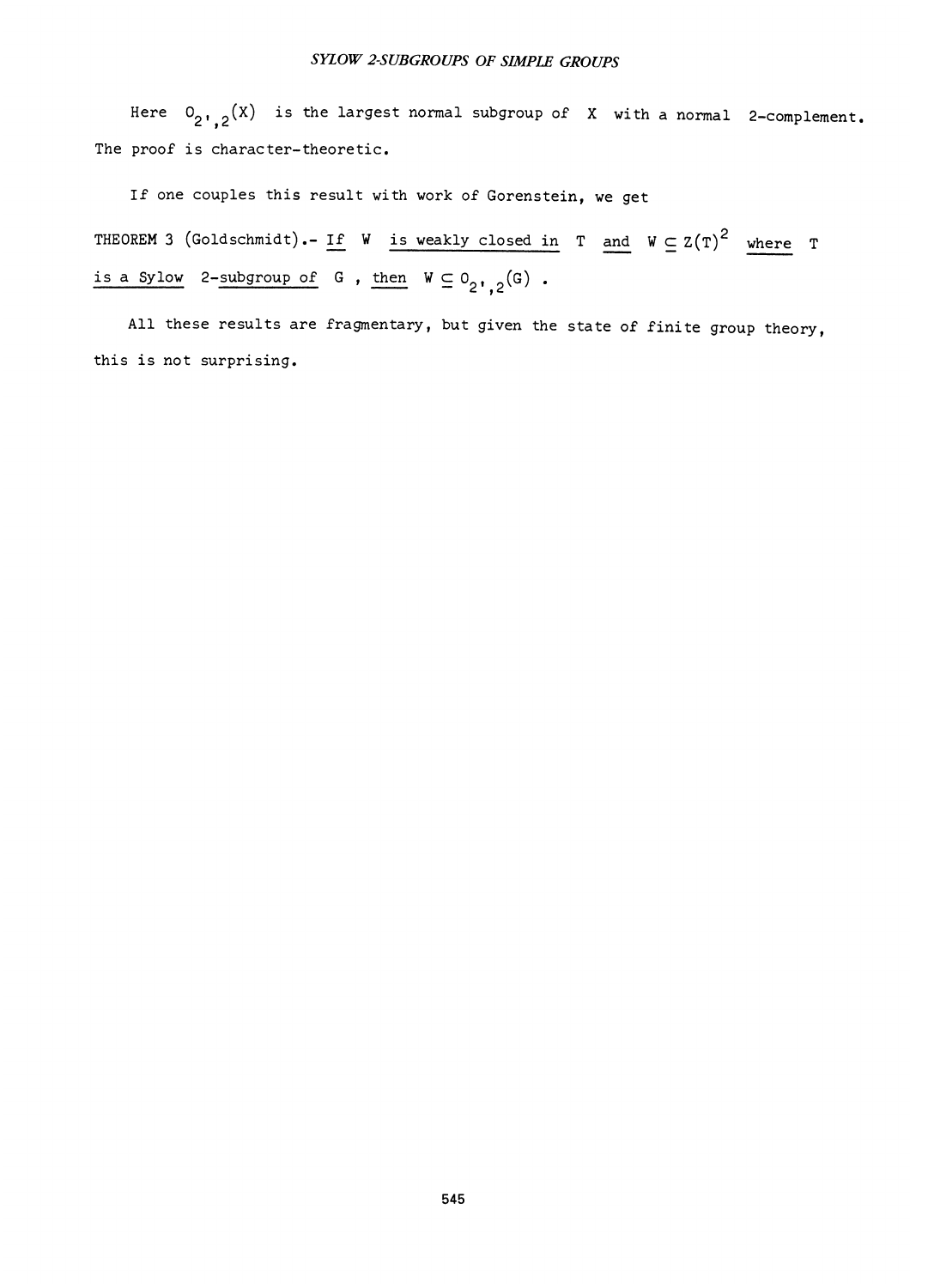Here $O_{2',2}(X)$ is the largest normal subgroup of $X$ with a normal 2-complement. The proof is character-theoretic.

If one couples this result with work of Gorenstein, we get

THEOREM 3 (Goldschmidt).- *If $W$ is weakly closed in $T$ and $W \subseteq Z(T)^2$ where $T$ is a Sylow 2-subgroup of $G$, then $W \subseteq O_{2',2}(G)$.*

All these results are fragmentary, but given the state of finite group theory, this is not surprising.